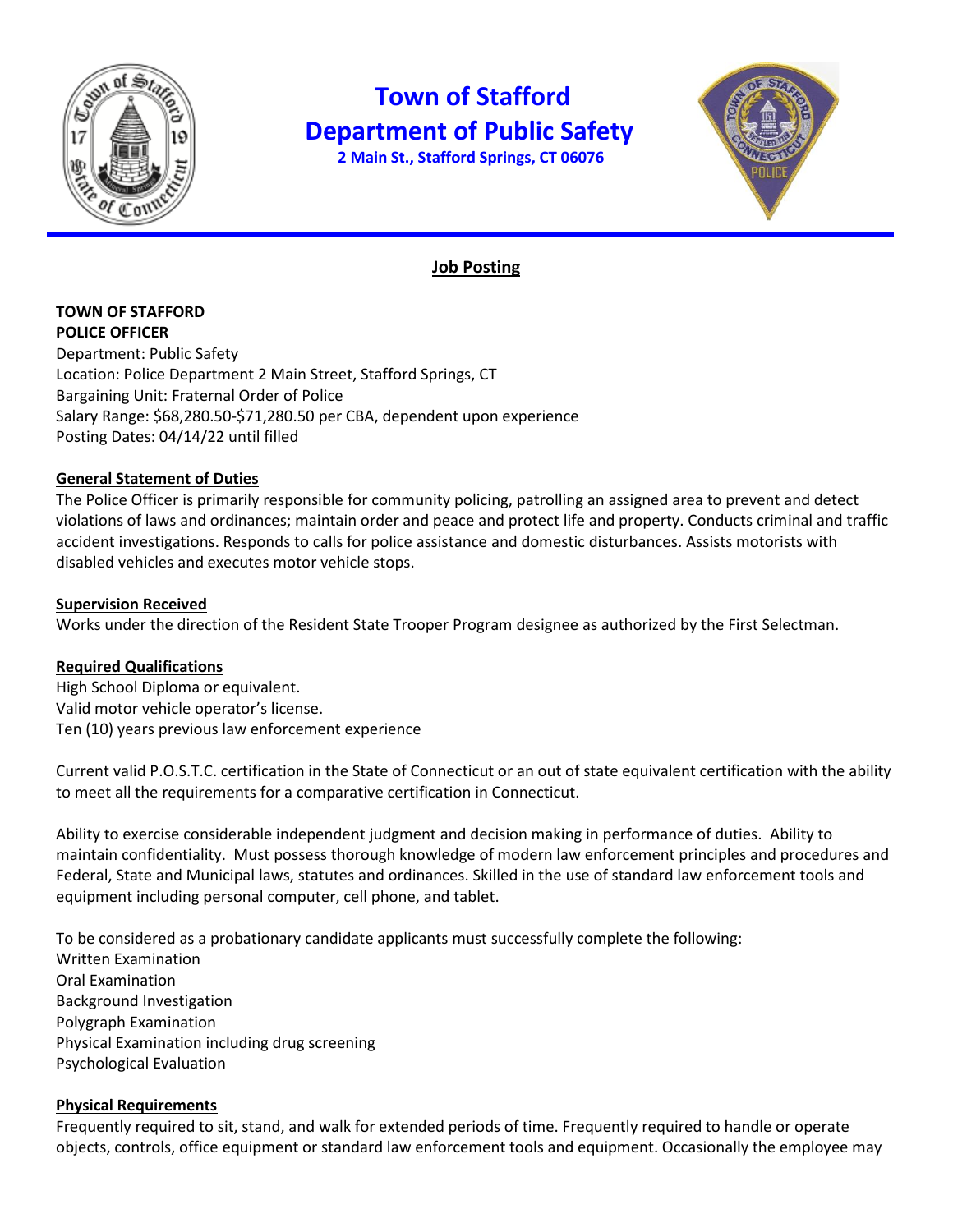# Town of Stafford
## Department of Public Safety
**2 Main St., Stafford Springs, CT 06076**

**Job Posting**

**TOWN OF STAFFORD**
**POLICE OFFICER**
Department: Public Safety
Location: Police Department 2 Main Street, Stafford Springs, CT
Bargaining Unit: Fraternal Order of Police
Salary Range: $68,280.50-$71,280.50 per CBA, dependent upon experience
Posting Dates: 04/14/22 until filled

**General Statement of Duties**

The Police Officer is primarily responsible for community policing, patrolling an assigned area to prevent and detect violations of laws and ordinances; maintain order and peace and protect life and property. Conducts criminal and traffic accident investigations. Responds to calls for police assistance and domestic disturbances. Assists motorists with disabled vehicles and executes motor vehicle stops.

**Supervision Received**

Works under the direction of the Resident State Trooper Program designee as authorized by the First Selectman.

**Required Qualifications**

High School Diploma or equivalent.
Valid motor vehicle operator's license.
Ten (10) years previous law enforcement experience

Current valid P.O.S.T.C. certification in the State of Connecticut or an out of state equivalent certification with the ability to meet all the requirements for a comparative certification in Connecticut.

Ability to exercise considerable independent judgment and decision making in performance of duties. Ability to maintain confidentiality. Must possess thorough knowledge of modern law enforcement principles and procedures and Federal, State and Municipal laws, statutes and ordinances. Skilled in the use of standard law enforcement tools and equipment including personal computer, cell phone, and tablet.

To be considered as a probationary candidate applicants must successfully complete the following:
Written Examination
Oral Examination
Background Investigation
Polygraph Examination
Physical Examination including drug screening
Psychological Evaluation

**Physical Requirements**

Frequently required to sit, stand, and walk for extended periods of time. Frequently required to handle or operate objects, controls, office equipment or standard law enforcement tools and equipment. Occasionally the employee may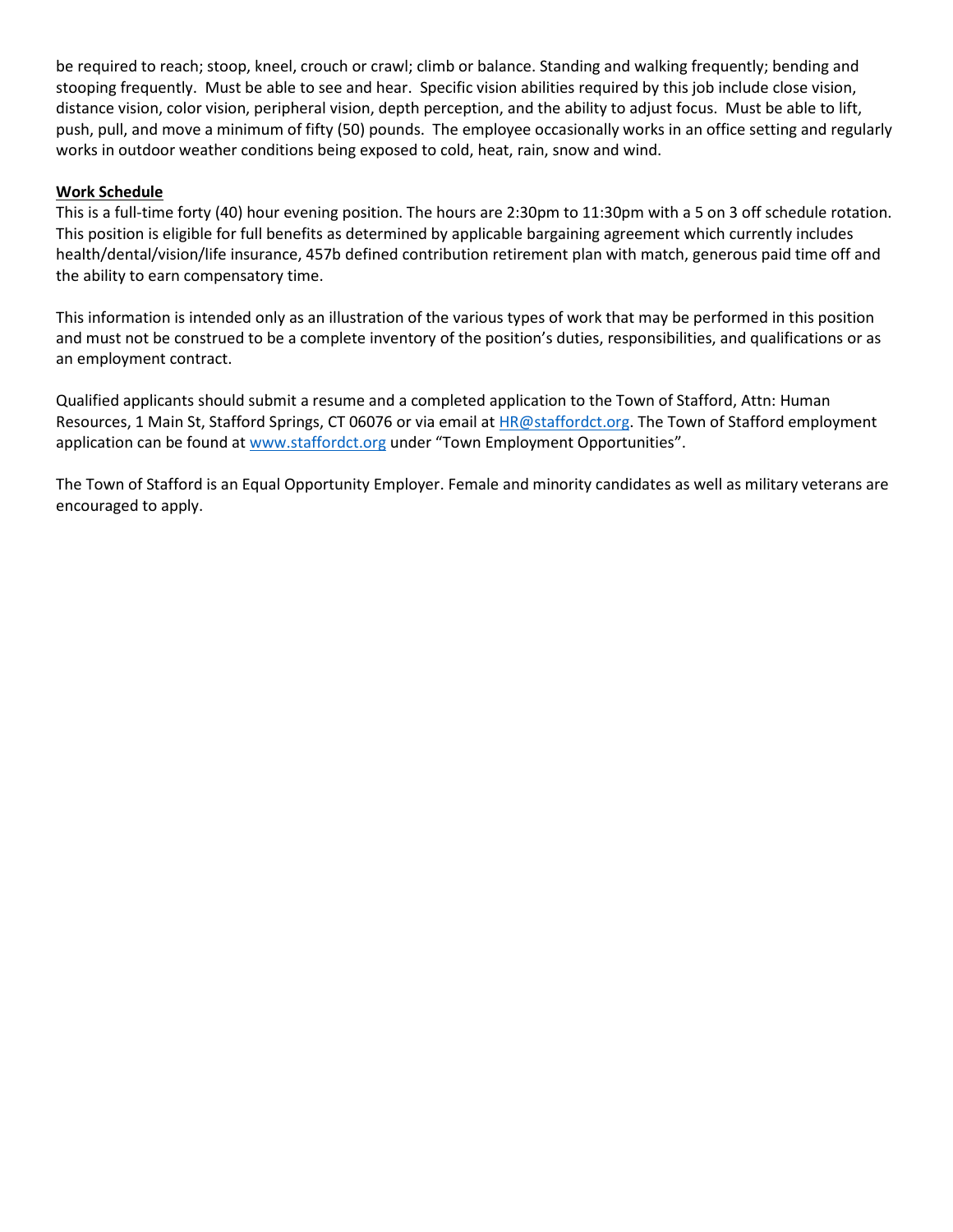be required to reach; stoop, kneel, crouch or crawl; climb or balance. Standing and walking frequently; bending and stooping frequently. Must be able to see and hear. Specific vision abilities required by this job include close vision, distance vision, color vision, peripheral vision, depth perception, and the ability to adjust focus. Must be able to lift, push, pull, and move a minimum of fifty (50) pounds. The employee occasionally works in an office setting and regularly works in outdoor weather conditions being exposed to cold, heat, rain, snow and wind.

**Work Schedule**

This is a full-time forty (40) hour evening position. The hours are 2:30pm to 11:30pm with a 5 on 3 off schedule rotation. This position is eligible for full benefits as determined by applicable bargaining agreement which currently includes health/dental/vision/life insurance, 457b defined contribution retirement plan with match, generous paid time off and the ability to earn compensatory time.

This information is intended only as an illustration of the various types of work that may be performed in this position and must not be construed to be a complete inventory of the position's duties, responsibilities, and qualifications or as an employment contract.

Qualified applicants should submit a resume and a completed application to the Town of Stafford, Attn: Human Resources, 1 Main St, Stafford Springs, CT 06076 or via email at HR@staffordct.org. The Town of Stafford employment application can be found at www.staffordct.org under "Town Employment Opportunities".

The Town of Stafford is an Equal Opportunity Employer. Female and minority candidates as well as military veterans are encouraged to apply.